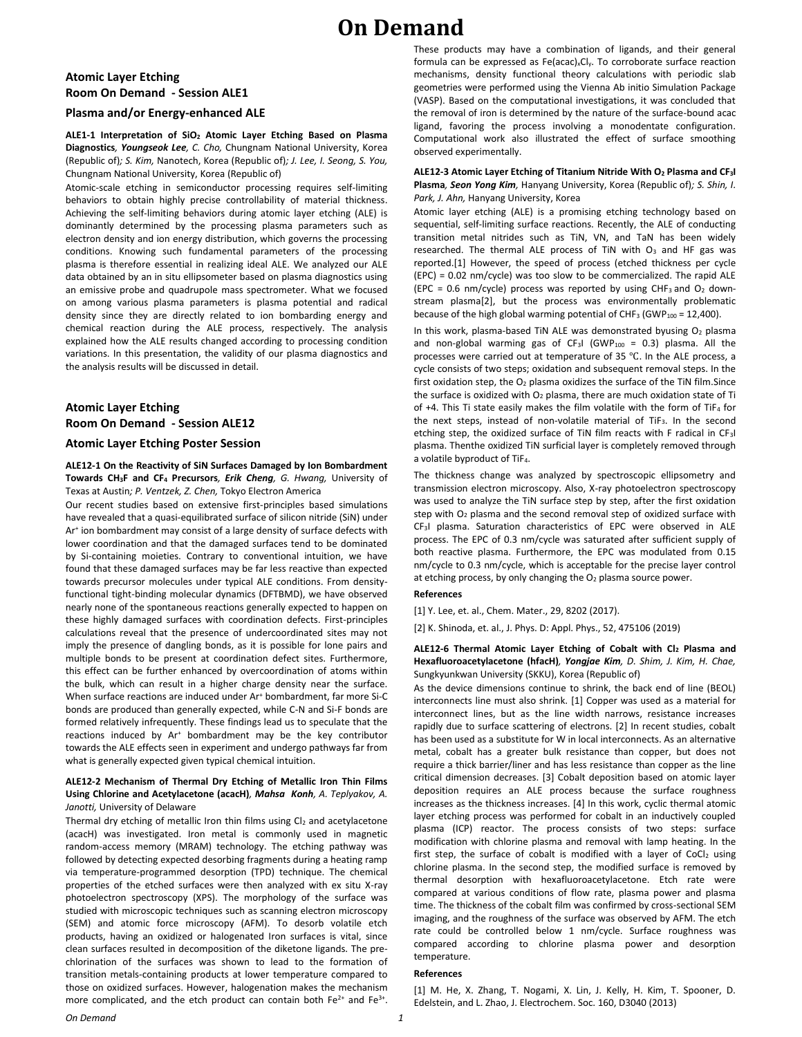# On Demand

## Atomic Layer Etching
## Room On Demand - Session ALE1
## Plasma and/or Energy-enhanced ALE

**ALE1-1 Interpretation of $SiO_2$ Atomic Layer Etching Based on Plasma Diagnostics**, ***Youngseok Lee**, C. Cho,* Chungnam National University, Korea (Republic of)*; S. Kim,* Nanotech, Korea (Republic of)*; J. Lee, I. Seong, S. You,* Chungnam National University, Korea (Republic of)

Atomic-scale etching in semiconductor processing requires self-limiting behaviors to obtain highly precise controllability of material thickness. Achieving the self-limiting behaviors during atomic layer etching (ALE) is dominantly determined by the processing plasma parameters such as electron density and ion energy distribution, which governs the processing conditions. Knowing such fundamental parameters of the processing plasma is therefore essential in realizing ideal ALE. We analyzed our ALE data obtained by an in situ ellipsometer based on plasma diagnostics using an emissive probe and quadrupole mass spectrometer. What we focused on among various plasma parameters is plasma potential and radical density since they are directly related to ion bombarding energy and chemical reaction during the ALE process, respectively. The analysis explained how the ALE results changed according to processing condition variations. In this presentation, the validity of our plasma diagnostics and the analysis results will be discussed in detail.

## Atomic Layer Etching
## Room On Demand - Session ALE12
## Atomic Layer Etching Poster Session

**ALE12-1 On the Reactivity of SiN Surfaces Damaged by Ion Bombardment Towards $CH_3F$ and $CF_4$ Precursors**, ***Erik Cheng**, G. Hwang,* University of Texas at Austin*; P. Ventzek, Z. Chen,* Tokyo Electron America

Our recent studies based on extensive first-principles based simulations have revealed that a quasi-equilibrated surface of silicon nitride (SiN) under $Ar^+$ ion bombardment may consist of a large density of surface defects with lower coordination and that the damaged surfaces tend to be dominated by Si-containing moieties. Contrary to conventional intuition, we have found that these damaged surfaces may be far less reactive than expected towards precursor molecules under typical ALE conditions. From density-functional tight-binding molecular dynamics (DFTBMD), we have observed nearly none of the spontaneous reactions generally expected to happen on these highly damaged surfaces with coordination defects. First-principles calculations reveal that the presence of undercoordinated sites may not imply the presence of dangling bonds, as it is possible for lone pairs and multiple bonds to be present at coordination defect sites. Furthermore, this effect can be further enhanced by overcoordination of atoms within the bulk, which can result in a higher charge density near the surface. When surface reactions are induced under $Ar^+$ bombardment, far more Si-C bonds are produced than generally expected, while C-N and Si-F bonds are formed relatively infrequently. These findings lead us to speculate that the reactions induced by $Ar^+$ bombardment may be the key contributor towards the ALE effects seen in experiment and undergo pathways far from what is generally expected given typical chemical intuition.

**ALE12-2 Mechanism of Thermal Dry Etching of Metallic Iron Thin Films Using Chlorine and Acetylacetone (acacH)**, ***Mahsa Konh**, A. Teplyakov, A. Janotti,* University of Delaware

Thermal dry etching of metallic Iron thin films using $Cl_2$ and acetylacetone (acacH) was investigated. Iron metal is commonly used in magnetic random-access memory (MRAM) technology. The etching pathway was followed by detecting expected desorbing fragments during a heating ramp via temperature-programmed desorption (TPD) technique. The chemical properties of the etched surfaces were then analyzed with ex situ X-ray photoelectron spectroscopy (XPS). The morphology of the surface was studied with microscopic techniques such as scanning electron microscopy (SEM) and atomic force microscopy (AFM). To desorb volatile etch products, having an oxidized or halogenated Iron surfaces is vital, since clean surfaces resulted in decomposition of the diketone ligands. The pre-chlorination of the surfaces was shown to lead to the formation of transition metals-containing products at lower temperature compared to those on oxidized surfaces. However, halogenation makes the mechanism more complicated, and the etch product can contain both $Fe^{2+}$ and $Fe^{3+}$. These products may have a combination of ligands, and their general formula can be expressed as $Fe(acac)_xCl_y$. To corroborate surface reaction mechanisms, density functional theory calculations with periodic slab geometries were performed using the Vienna Ab initio Simulation Package (VASP). Based on the computational investigations, it was concluded that the removal of iron is determined by the nature of the surface-bound acac ligand, favoring the process involving a monodentate configuration. Computational work also illustrated the effect of surface smoothing observed experimentally.

**ALE12-3 Atomic Layer Etching of Titanium Nitride With $O_2$ Plasma and $CF_3I$ Plasma**, ***Seon Yong Kim**,* Hanyang University, Korea (Republic of)*; S. Shin, I. Park, J. Ahn,* Hanyang University, Korea

Atomic layer etching (ALE) is a promising etching technology based on sequential, self-limiting surface reactions. Recently, the ALE of conducting transition metal nitrides such as TiN, VN, and TaN has been widely researched. The thermal ALE process of TiN with $O_3$ and HF gas was reported.[1] However, the speed of process (etched thickness per cycle (EPC) = 0.02 nm/cycle) was too slow to be commercialized. The rapid ALE (EPC = 0.6 nm/cycle) process was reported by using $CHF_3$ and $O_2$ down-stream plasma[2], but the process was environmentally problematic because of the high global warming potential of $CHF_3$ ($GWP_{100}$ = 12,400).

In this work, plasma-based TiN ALE was demonstrated byusing $O_2$ plasma and non-global warming gas of $CF_3I$ ($GWP_{100}$ = 0.3) plasma. All the processes were carried out at temperature of 35 ℃. In the ALE process, a cycle consists of two steps; oxidation and subsequent removal steps. In the first oxidation step, the $O_2$ plasma oxidizes the surface of the TiN film.Since the surface is oxidized with $O_2$ plasma, there are much oxidation state of Ti of +4. This Ti state easily makes the film volatile with the form of $TiF_4$ for the next steps, instead of non-volatile material of $TiF_3$. In the second etching step, the oxidized surface of TiN film reacts with F radical in $CF_3I$ plasma. Thenthe oxidized TiN surficial layer is completely removed through a volatile byproduct of $TiF_4$.

The thickness change was analyzed by spectroscopic ellipsometry and transmission electron microscopy. Also, X-ray photoelectron spectroscopy was used to analyze the TiN surface step by step, after the first oxidation step with $O_2$ plasma and the second removal step of oxidized surface with $CF_3I$ plasma. Saturation characteristics of EPC were observed in ALE process. The EPC of 0.3 nm/cycle was saturated after sufficient supply of both reactive plasma. Furthermore, the EPC was modulated from 0.15 nm/cycle to 0.3 nm/cycle, which is acceptable for the precise layer control at etching process, by only changing the $O_2$ plasma source power.

**References**

[1] Y. Lee, et. al., Chem. Mater., 29, 8202 (2017).

[2] K. Shinoda, et. al., J. Phys. D: Appl. Phys., 52, 475106 (2019)

**ALE12-6 Thermal Atomic Layer Etching of Cobalt with $Cl_2$ Plasma and Hexafluoroacetylacetone (hfacH)**, ***Yongjae Kim**, D. Shim, J. Kim, H. Chae,* Sungkyunkwan University (SKKU), Korea (Republic of)

As the device dimensions continue to shrink, the back end of line (BEOL) interconnects line must also shrink. [1] Copper was used as a material for interconnect lines, but as the line width narrows, resistance increases rapidly due to surface scattering of electrons. [2] In recent studies, cobalt has been used as a substitute for W in local interconnects. As an alternative metal, cobalt has a greater bulk resistance than copper, but does not require a thick barrier/liner and has less resistance than copper as the line critical dimension decreases. [3] Cobalt deposition based on atomic layer deposition requires an ALE process because the surface roughness increases as the thickness increases. [4] In this work, cyclic thermal atomic layer etching process was performed for cobalt in an inductively coupled plasma (ICP) reactor. The process consists of two steps: surface modification with chlorine plasma and removal with lamp heating. In the first step, the surface of cobalt is modified with a layer of $CoCl_2$ using chlorine plasma. In the second step, the modified surface is removed by thermal desorption with hexafluoroacetylacetone. Etch rate were compared at various conditions of flow rate, plasma power and plasma time. The thickness of the cobalt film was confirmed by cross-sectional SEM imaging, and the roughness of the surface was observed by AFM. The etch rate could be controlled below 1 nm/cycle. Surface roughness was compared according to chlorine plasma power and desorption temperature.

**References**

[1] M. He, X. Zhang, T. Nogami, X. Lin, J. Kelly, H. Kim, T. Spooner, D. Edelstein, and L. Zhao, J. Electrochem. Soc. 160, D3040 (2013)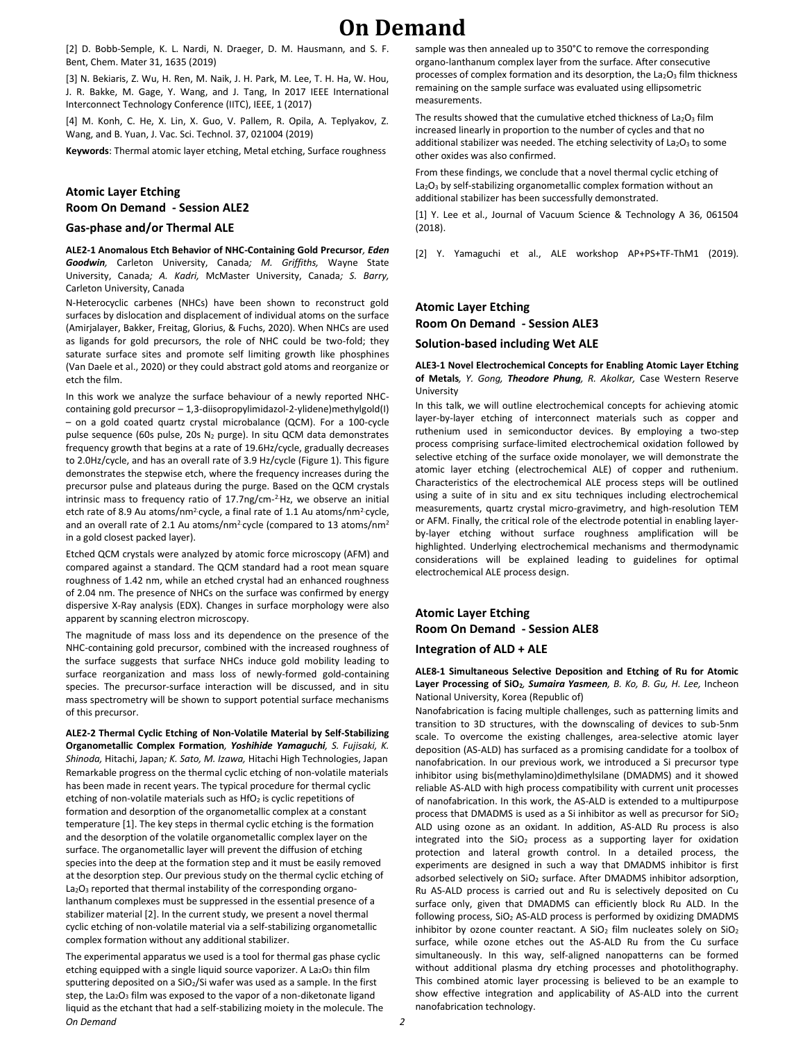[2] D. Bobb-Semple, K. L. Nardi, N. Draeger, D. M. Hausmann, and S. F. Bent, Chem. Mater 31, 1635 (2019)

[3] N. Bekiaris, Z. Wu, H. Ren, M. Naik, J. H. Park, M. Lee, T. H. Ha, W. Hou, J. R. Bakke, M. Gage, Y. Wang, and J. Tang, In 2017 IEEE International Interconnect Technology Conference (IITC), IEEE, 1 (2017)

[4] M. Konh, C. He, X. Lin, X. Guo, V. Pallem, R. Opila, A. Teplyakov, Z. Wang, and B. Yuan, J. Vac. Sci. Technol. 37, 021004 (2019)

**Keywords**: Thermal atomic layer etching, Metal etching, Surface roughness

## Atomic Layer Etching
## Room On Demand - Session ALE2
## Gas-phase and/or Thermal ALE

**ALE2-1 Anomalous Etch Behavior of NHC-Containing Gold Precursor**, ***Eden Goodwin***, Carleton University, Canada; *M. Griffiths,* Wayne State University, Canada; *A. Kadri,* McMaster University, Canada; *S. Barry,* Carleton University, Canada

N-Heterocyclic carbenes (NHCs) have been shown to reconstruct gold surfaces by dislocation and displacement of individual atoms on the surface (Amirjalayer, Bakker, Freitag, Glorius, & Fuchs, 2020). When NHCs are used as ligands for gold precursors, the role of NHC could be two-fold; they saturate surface sites and promote self limiting growth like phosphines (Van Daele et al., 2020) or they could abstract gold atoms and reorganize or etch the film.

In this work we analyze the surface behaviour of a newly reported NHC-containing gold precursor – 1,3-diisopropylimidazol-2-ylidene)methylgold(I) – on a gold coated quartz crystal microbalance (QCM). For a 100-cycle pulse sequence (60s pulse, 20s $N_2$ purge). In situ QCM data demonstrates frequency growth that begins at a rate of 19.6Hz/cycle, gradually decreases to 2.0Hz/cycle, and has an overall rate of 3.9 Hz/cycle (Figure 1). This figure demonstrates the stepwise etch, where the frequency increases during the precursor pulse and plateaus during the purge. Based on the QCM crystals intrinsic mass to frequency ratio of 17.7ng/cm$^{-2}$Hz, we observe an initial etch rate of 8.9 Au atoms/nm$^2$cycle, a final rate of 1.1 Au atoms/nm$^2$cycle, and an overall rate of 2.1 Au atoms/nm$^2$cycle (compared to 13 atoms/nm$^2$ in a gold closest packed layer).

Etched QCM crystals were analyzed by atomic force microscopy (AFM) and compared against a standard. The QCM standard had a root mean square roughness of 1.42 nm, while an etched crystal had an enhanced roughness of 2.04 nm. The presence of NHCs on the surface was confirmed by energy dispersive X-Ray analysis (EDX). Changes in surface morphology were also apparent by scanning electron microscopy.

The magnitude of mass loss and its dependence on the presence of the NHC-containing gold precursor, combined with the increased roughness of the surface suggests that surface NHCs induce gold mobility leading to surface reorganization and mass loss of newly-formed gold-containing species. The precursor-surface interaction will be discussed, and in situ mass spectrometry will be shown to support potential surface mechanisms of this precursor.

**ALE2-2 Thermal Cyclic Etching of Non-Volatile Material by Self-Stabilizing Organometallic Complex Formation**, ***Yoshihide Yamaguchi***, *S. Fujisaki, K. Shinoda,* Hitachi, Japan; *K. Sato, M. Izawa,* Hitachi High Technologies, Japan

Remarkable progress on the thermal cyclic etching of non-volatile materials has been made in recent years. The typical procedure for thermal cyclic etching of non-volatile materials such as $HfO_2$ is cyclic repetitions of formation and desorption of the organometallic complex at a constant temperature [1]. The key steps in thermal cyclic etching is the formation and the desorption of the volatile organometallic complex layer on the surface. The organometallic layer will prevent the diffusion of etching species into the deep at the formation step and it must be easily removed at the desorption step. Our previous study on the thermal cyclic etching of $La_2O_3$ reported that thermal instability of the corresponding organo-lanthanum complexes must be suppressed in the essential presence of a stabilizer material [2]. In the current study, we present a novel thermal cyclic etching of non-volatile material via a self-stabilizing organometallic complex formation without any additional stabilizer.

The experimental apparatus we used is a tool for thermal gas phase cyclic etching equipped with a single liquid source vaporizer. A $La_2O_3$ thin film sputtering deposited on a $SiO_2$/Si wafer was used as a sample. In the first step, the $La_2O_3$ film was exposed to the vapor of a non-diketonate ligand liquid as the etchant that had a self-stabilizing moiety in the molecule. The sample was then annealed up to 350°C to remove the corresponding organo-lanthanum complex layer from the surface. After consecutive processes of complex formation and its desorption, the $La_2O_3$ film thickness remaining on the sample surface was evaluated using ellipsometric measurements.

The results showed that the cumulative etched thickness of $La_2O_3$ film increased linearly in proportion to the number of cycles and that no additional stabilizer was needed. The etching selectivity of $La_2O_3$ to some other oxides was also confirmed.

From these findings, we conclude that a novel thermal cyclic etching of $La_2O_3$ by self-stabilizing organometallic complex formation without an additional stabilizer has been successfully demonstrated.

[1] Y. Lee et al., Journal of Vacuum Science & Technology A 36, 061504 (2018).

[2] Y. Yamaguchi et al., ALE workshop AP+PS+TF-ThM1 (2019).

## Atomic Layer Etching
## Room On Demand - Session ALE3
## Solution-based including Wet ALE

**ALE3-1 Novel Electrochemical Concepts for Enabling Atomic Layer Etching of Metals**, *Y. Gong,* ***Theodore Phung***, *R. Akolkar,* Case Western Reserve University

In this talk, we will outline electrochemical concepts for achieving atomic layer-by-layer etching of interconnect materials such as copper and ruthenium used in semiconductor devices. By employing a two-step process comprising surface-limited electrochemical oxidation followed by selective etching of the surface oxide monolayer, we will demonstrate the atomic layer etching (electrochemical ALE) of copper and ruthenium. Characteristics of the electrochemical ALE process steps will be outlined using a suite of in situ and ex situ techniques including electrochemical measurements, quartz crystal micro-gravimetry, and high-resolution TEM or AFM. Finally, the critical role of the electrode potential in enabling layer-by-layer etching without surface roughness amplification will be highlighted. Underlying electrochemical mechanisms and thermodynamic considerations will be explained leading to guidelines for optimal electrochemical ALE process design.

## Atomic Layer Etching
## Room On Demand - Session ALE8
## Integration of ALD + ALE

**ALE8-1 Simultaneous Selective Deposition and Etching of Ru for Atomic Layer Processing of $SiO_2$**, ***Sumaira Yasmeen***, *B. Ko, B. Gu, H. Lee,* Incheon National University, Korea (Republic of)

Nanofabrication is facing multiple challenges, such as patterning limits and transition to 3D structures, with the downscaling of devices to sub-5nm scale. To overcome the existing challenges, area-selective atomic layer deposition (AS-ALD) has surfaced as a promising candidate for a toolbox of nanofabrication. In our previous work, we introduced a Si precursor type inhibitor using bis(methylamino)dimethylsilane (DMADMS) and it showed reliable AS-ALD with high process compatibility with current unit processes of nanofabrication. In this work, the AS-ALD is extended to a multipurpose process that DMADMS is used as a Si inhibitor as well as precursor for $SiO_2$ ALD using ozone as an oxidant. In addition, AS-ALD Ru process is also integrated into the $SiO_2$ process as a supporting layer for oxidation protection and lateral growth control. In a detailed process, the experiments are designed in such a way that DMADMS inhibitor is first adsorbed selectively on $SiO_2$ surface. After DMADMS inhibitor adsorption, Ru AS-ALD process is carried out and Ru is selectively deposited on Cu surface only, given that DMADMS can efficiently block Ru ALD. In the following process, $SiO_2$ AS-ALD process is performed by oxidizing DMADMS inhibitor by ozone counter reactant. A $SiO_2$ film nucleates solely on $SiO_2$ surface, while ozone etches out the AS-ALD Ru from the Cu surface simultaneously. In this way, self-aligned nanopatterns can be formed without additional plasma dry etching processes and photolithography. This combined atomic layer processing is believed to be an example to show effective integration and applicability of AS-ALD into the current nanofabrication technology.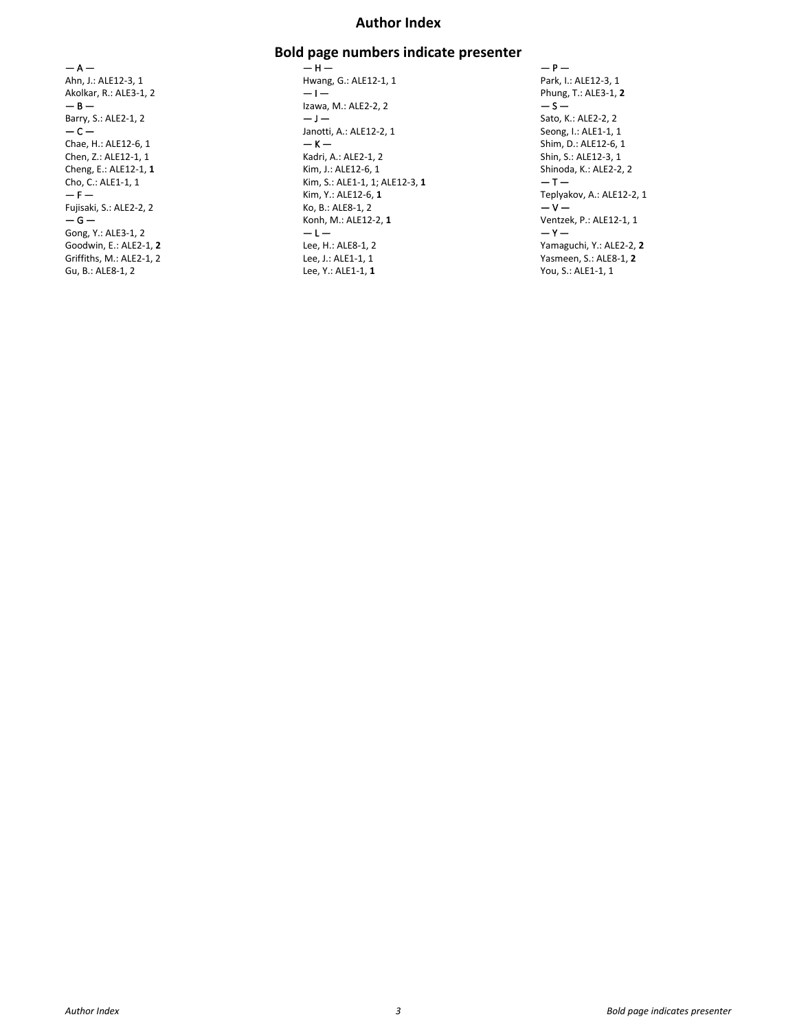# Author Index

## Bold page numbers indicate presenter

— A —
Ahn, J.: ALE12-3, 1
Akolkar, R.: ALE3-1, 2

— B —
Barry, S.: ALE2-1, 2

— C —
Chae, H.: ALE12-6, 1
Chen, Z.: ALE12-1, 1
Cheng, E.: ALE12-1, **1**
Cho, C.: ALE1-1, 1

— F —
Fujisaki, S.: ALE2-2, 2

— G —
Gong, Y.: ALE3-1, 2
Goodwin, E.: ALE2-1, **2**
Griffiths, M.: ALE2-1, 2
Gu, B.: ALE8-1, 2

— H —
Hwang, G.: ALE12-1, 1

— I —
Izawa, M.: ALE2-2, 2

— J —
Janotti, A.: ALE12-2, 1

— K —
Kadri, A.: ALE2-1, 2
Kim, J.: ALE12-6, 1
Kim, S.: ALE1-1, 1; ALE12-3, **1**
Kim, Y.: ALE12-6, **1**
Ko, B.: ALE8-1, 2
Konh, M.: ALE12-2, **1**

— L —
Lee, H.: ALE8-1, 2
Lee, J.: ALE1-1, 1
Lee, Y.: ALE1-1, **1**

— P —
Park, I.: ALE12-3, 1
Phung, T.: ALE3-1, **2**

— S —
Sato, K.: ALE2-2, 2
Seong, I.: ALE1-1, 1
Shim, D.: ALE12-6, 1
Shin, S.: ALE12-3, 1
Shinoda, K.: ALE2-2, 2

— T —
Teplyakov, A.: ALE12-2, 1

— V —
Ventzek, P.: ALE12-1, 1

— Y —
Yamaguchi, Y.: ALE2-2, **2**
Yasmeen, S.: ALE8-1, **2**
You, S.: ALE1-1, 1